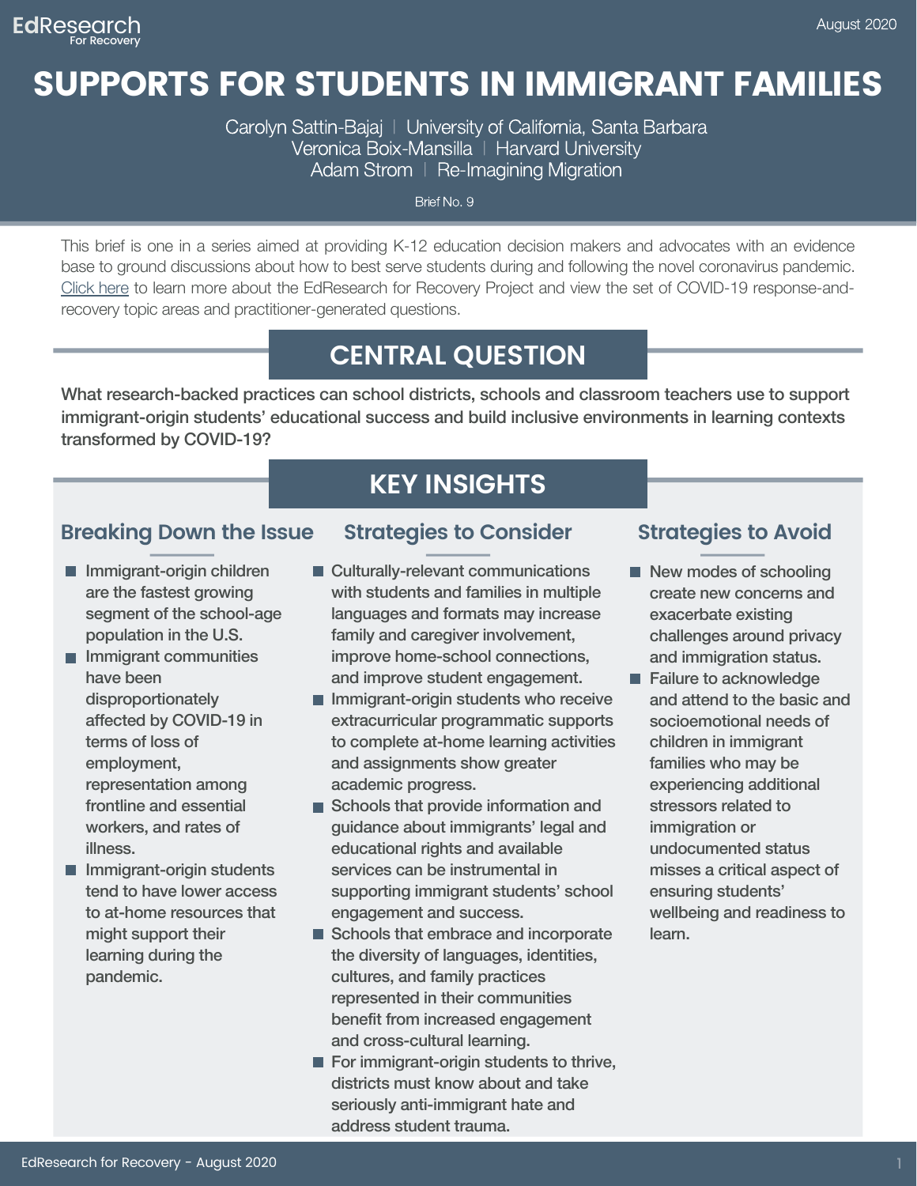EdResearch For Recovery

August 2020

# SUPPORTS FOR STUDENTS IN IMMIGRANT FAMILIES

Carolyn Sattin-Bajaj | University of California, Santa Barbara
Veronica Boix-Mansilla | Harvard University
Adam Strom | Re-Imagining Migration

Brief No. 9

This brief is one in a series aimed at providing K-12 education decision makers and advocates with an evidence base to ground discussions about how to best serve students during and following the novel coronavirus pandemic. Click here to learn more about the EdResearch for Recovery Project and view the set of COVID-19 response-and-recovery topic areas and practitioner-generated questions.

## CENTRAL QUESTION

**What research-backed practices can school districts, schools and classroom teachers use to support immigrant-origin students' educational success and build inclusive environments in learning contexts transformed by COVID-19?**

## KEY INSIGHTS

### Breaking Down the Issue

- Immigrant-origin children are the fastest growing segment of the school-age population in the U.S.
- Immigrant communities have been disproportionately affected by COVID-19 in terms of loss of employment, representation among frontline and essential workers, and rates of illness.
- Immigrant-origin students tend to have lower access to at-home resources that might support their learning during the pandemic.

### Strategies to Consider

- Culturally-relevant communications with students and families in multiple languages and formats may increase family and caregiver involvement, improve home-school connections, and improve student engagement.
- Immigrant-origin students who receive extracurricular programmatic supports to complete at-home learning activities and assignments show greater academic progress.
- Schools that provide information and guidance about immigrants' legal and educational rights and available services can be instrumental in supporting immigrant students' school engagement and success.
- Schools that embrace and incorporate the diversity of languages, identities, cultures, and family practices represented in their communities benefit from increased engagement and cross-cultural learning.
- For immigrant-origin students to thrive, districts must know about and take seriously anti-immigrant hate and address student trauma.

### Strategies to Avoid

- New modes of schooling create new concerns and exacerbate existing challenges around privacy and immigration status.
- Failure to acknowledge and attend to the basic and socioemotional needs of children in immigrant families who may be experiencing additional stressors related to immigration or undocumented status misses a critical aspect of ensuring students' wellbeing and readiness to learn.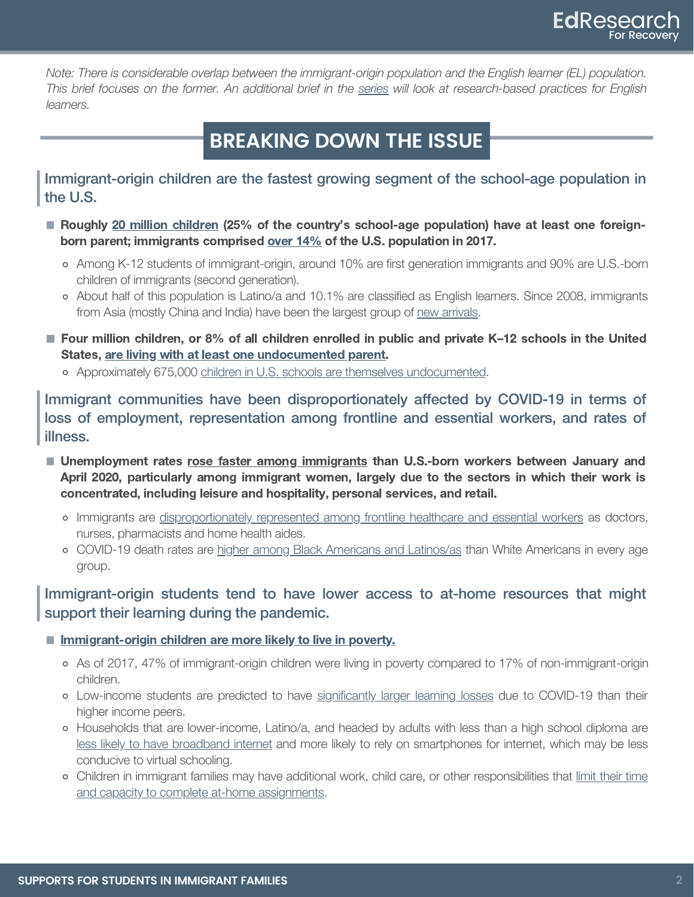*Note: There is considerable overlap between the immigrant-origin population and the English learner (EL) population. This brief focuses on the former. An additional brief in the series will look at research-based practices for English learners.*

## BREAKING DOWN THE ISSUE

### Immigrant-origin children are the fastest growing segment of the school-age population in the U.S.

- **Roughly 20 million children (25% of the country's school-age population) have at least one foreign-born parent; immigrants comprised over 14% of the U.S. population in 2017.**
  - Among K-12 students of immigrant-origin, around 10% are first generation immigrants and 90% are U.S.-born children of immigrants (second generation).
  - About half of this population is Latino/a and 10.1% are classified as English learners. Since 2008, immigrants from Asia (mostly China and India) have been the largest group of new arrivals.
- **Four million children, or 8% of all children enrolled in public and private K–12 schools in the United States, are living with at least one undocumented parent.**
  - Approximately 675,000 children in U.S. schools are themselves undocumented.

### Immigrant communities have been disproportionately affected by COVID-19 in terms of loss of employment, representation among frontline and essential workers, and rates of illness.

- **Unemployment rates rose faster among immigrants than U.S.-born workers between January and April 2020, particularly among immigrant women, largely due to the sectors in which their work is concentrated, including leisure and hospitality, personal services, and retail.**
  - Immigrants are disproportionately represented among frontline healthcare and essential workers as doctors, nurses, pharmacists and home health aides.
  - COVID-19 death rates are higher among Black Americans and Latinos/as than White Americans in every age group.

### Immigrant-origin students tend to have lower access to at-home resources that might support their learning during the pandemic.

- **Immigrant-origin children are more likely to live in poverty.**
  - As of 2017, 47% of immigrant-origin children were living in poverty compared to 17% of non-immigrant-origin children.
  - Low-income students are predicted to have significantly larger learning losses due to COVID-19 than their higher income peers.
  - Households that are lower-income, Latino/a, and headed by adults with less than a high school diploma are less likely to have broadband internet and more likely to rely on smartphones for internet, which may be less conducive to virtual schooling.
  - Children in immigrant families may have additional work, child care, or other responsibilities that limit their time and capacity to complete at-home assignments.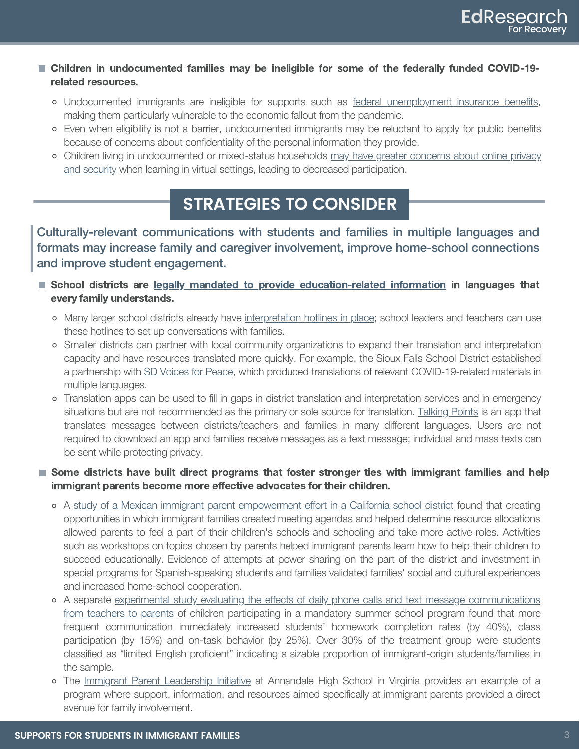- **Children in undocumented families may be ineligible for some of the federally funded COVID-19-related resources.**
  - Undocumented immigrants are ineligible for supports such as federal unemployment insurance benefits, making them particularly vulnerable to the economic fallout from the pandemic.
  - Even when eligibility is not a barrier, undocumented immigrants may be reluctant to apply for public benefits because of concerns about confidentiality of the personal information they provide.
  - Children living in undocumented or mixed-status households may have greater concerns about online privacy and security when learning in virtual settings, leading to decreased participation.

## STRATEGIES TO CONSIDER

### Culturally-relevant communications with students and families in multiple languages and formats may increase family and caregiver involvement, improve home-school connections and improve student engagement.

- **School districts are legally mandated to provide education-related information in languages that every family understands.**
  - Many larger school districts already have interpretation hotlines in place; school leaders and teachers can use these hotlines to set up conversations with families.
  - Smaller districts can partner with local community organizations to expand their translation and interpretation capacity and have resources translated more quickly. For example, the Sioux Falls School District established a partnership with SD Voices for Peace, which produced translations of relevant COVID-19-related materials in multiple languages.
  - Translation apps can be used to fill in gaps in district translation and interpretation services and in emergency situations but are not recommended as the primary or sole source for translation. Talking Points is an app that translates messages between districts/teachers and families in many different languages. Users are not required to download an app and families receive messages as a text message; individual and mass texts can be sent while protecting privacy.

- **Some districts have built direct programs that foster stronger ties with immigrant families and help immigrant parents become more effective advocates for their children.**
  - A study of a Mexican immigrant parent empowerment effort in a California school district found that creating opportunities in which immigrant families created meeting agendas and helped determine resource allocations allowed parents to feel a part of their children's schools and schooling and take more active roles. Activities such as workshops on topics chosen by parents helped immigrant parents learn how to help their children to succeed educationally. Evidence of attempts at power sharing on the part of the district and investment in special programs for Spanish-speaking students and families validated families' social and cultural experiences and increased home-school cooperation.
  - A separate experimental study evaluating the effects of daily phone calls and text message communications from teachers to parents of children participating in a mandatory summer school program found that more frequent communication immediately increased students' homework completion rates (by 40%), class participation (by 15%) and on-task behavior (by 25%). Over 30% of the treatment group were students classified as "limited English proficient" indicating a sizable proportion of immigrant-origin students/families in the sample.
  - The Immigrant Parent Leadership Initiative at Annandale High School in Virginia provides an example of a program where support, information, and resources aimed specifically at immigrant parents provided a direct avenue for family involvement.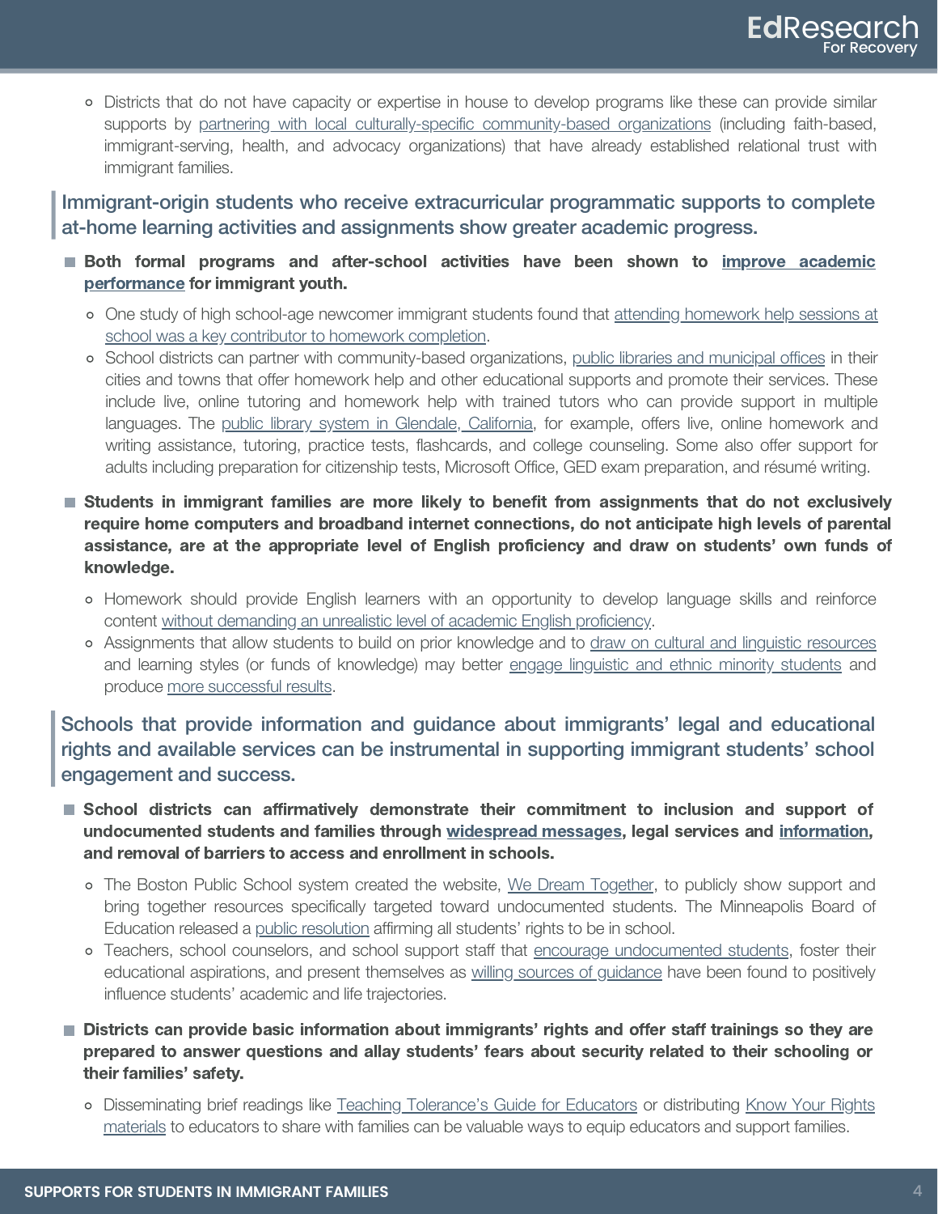- Districts that do not have capacity or expertise in house to develop programs like these can provide similar supports by partnering with local culturally-specific community-based organizations (including faith-based, immigrant-serving, health, and advocacy organizations) that have already established relational trust with immigrant families.

## Immigrant-origin students who receive extracurricular programmatic supports to complete at-home learning activities and assignments show greater academic progress.

- **Both formal programs and after-school activities have been shown to improve academic performance for immigrant youth.**
  - One study of high school-age newcomer immigrant students found that attending homework help sessions at school was a key contributor to homework completion.
  - School districts can partner with community-based organizations, public libraries and municipal offices in their cities and towns that offer homework help and other educational supports and promote their services. These include live, online tutoring and homework help with trained tutors who can provide support in multiple languages. The public library system in Glendale, California, for example, offers live, online homework and writing assistance, tutoring, practice tests, flashcards, and college counseling. Some also offer support for adults including preparation for citizenship tests, Microsoft Office, GED exam preparation, and résumé writing.
- **Students in immigrant families are more likely to benefit from assignments that do not exclusively require home computers and broadband internet connections, do not anticipate high levels of parental assistance, are at the appropriate level of English proficiency and draw on students' own funds of knowledge.**
  - Homework should provide English learners with an opportunity to develop language skills and reinforce content without demanding an unrealistic level of academic English proficiency.
  - Assignments that allow students to build on prior knowledge and to draw on cultural and linguistic resources and learning styles (or funds of knowledge) may better engage linguistic and ethnic minority students and produce more successful results.

## Schools that provide information and guidance about immigrants' legal and educational rights and available services can be instrumental in supporting immigrant students' school engagement and success.

- **School districts can affirmatively demonstrate their commitment to inclusion and support of undocumented students and families through widespread messages, legal services and information, and removal of barriers to access and enrollment in schools.**
  - The Boston Public School system created the website, We Dream Together, to publicly show support and bring together resources specifically targeted toward undocumented students. The Minneapolis Board of Education released a public resolution affirming all students' rights to be in school.
  - Teachers, school counselors, and school support staff that encourage undocumented students, foster their educational aspirations, and present themselves as willing sources of guidance have been found to positively influence students' academic and life trajectories.
- **Districts can provide basic information about immigrants' rights and offer staff trainings so they are prepared to answer questions and allay students' fears about security related to their schooling or their families' safety.**
  - Disseminating brief readings like Teaching Tolerance's Guide for Educators or distributing Know Your Rights materials to educators to share with families can be valuable ways to equip educators and support families.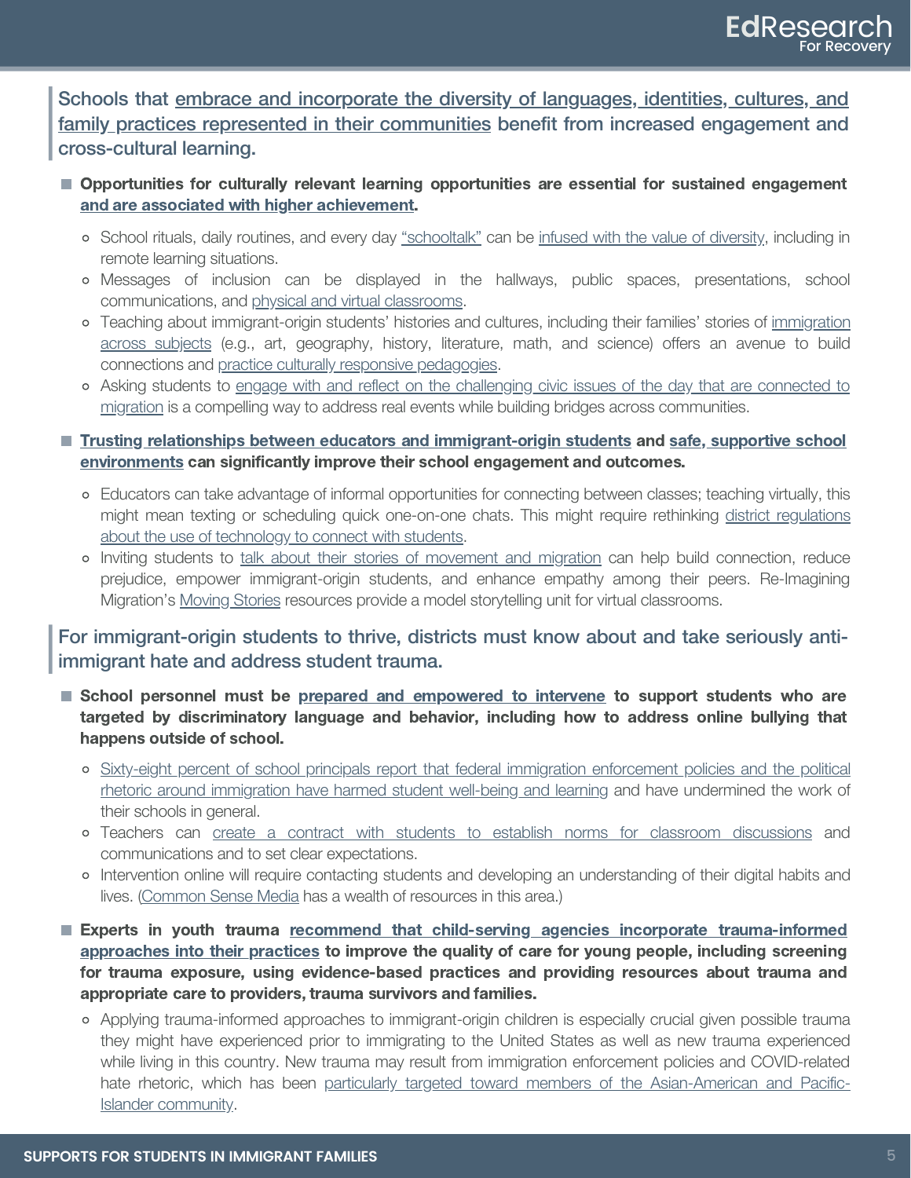## Schools that embrace and incorporate the diversity of languages, identities, cultures, and family practices represented in their communities benefit from increased engagement and cross-cultural learning.

- **Opportunities for culturally relevant learning opportunities are essential for sustained engagement and are associated with higher achievement.**
  - School rituals, daily routines, and every day "schooltalk" can be infused with the value of diversity, including in remote learning situations.
  - Messages of inclusion can be displayed in the hallways, public spaces, presentations, school communications, and physical and virtual classrooms.
  - Teaching about immigrant-origin students' histories and cultures, including their families' stories of immigration across subjects (e.g., art, geography, history, literature, math, and science) offers an avenue to build connections and practice culturally responsive pedagogies.
  - Asking students to engage with and reflect on the challenging civic issues of the day that are connected to migration is a compelling way to address real events while building bridges across communities.
- **Trusting relationships between educators and immigrant-origin students and safe, supportive school environments can significantly improve their school engagement and outcomes.**
  - Educators can take advantage of informal opportunities for connecting between classes; teaching virtually, this might mean texting or scheduling quick one-on-one chats. This might require rethinking district regulations about the use of technology to connect with students.
  - Inviting students to talk about their stories of movement and migration can help build connection, reduce prejudice, empower immigrant-origin students, and enhance empathy among their peers. Re-Imagining Migration's Moving Stories resources provide a model storytelling unit for virtual classrooms.

## For immigrant-origin students to thrive, districts must know about and take seriously anti-immigrant hate and address student trauma.

- **School personnel must be prepared and empowered to intervene to support students who are targeted by discriminatory language and behavior, including how to address online bullying that happens outside of school.**
  - Sixty-eight percent of school principals report that federal immigration enforcement policies and the political rhetoric around immigration have harmed student well-being and learning and have undermined the work of their schools in general.
  - Teachers can create a contract with students to establish norms for classroom discussions and communications and to set clear expectations.
  - Intervention online will require contacting students and developing an understanding of their digital habits and lives. (Common Sense Media has a wealth of resources in this area.)
- **Experts in youth trauma recommend that child-serving agencies incorporate trauma-informed approaches into their practices to improve the quality of care for young people, including screening for trauma exposure, using evidence-based practices and providing resources about trauma and appropriate care to providers, trauma survivors and families.**
  - Applying trauma-informed approaches to immigrant-origin children is especially crucial given possible trauma they might have experienced prior to immigrating to the United States as well as new trauma experienced while living in this country. New trauma may result from immigration enforcement policies and COVID-related hate rhetoric, which has been particularly targeted toward members of the Asian-American and Pacific-Islander community.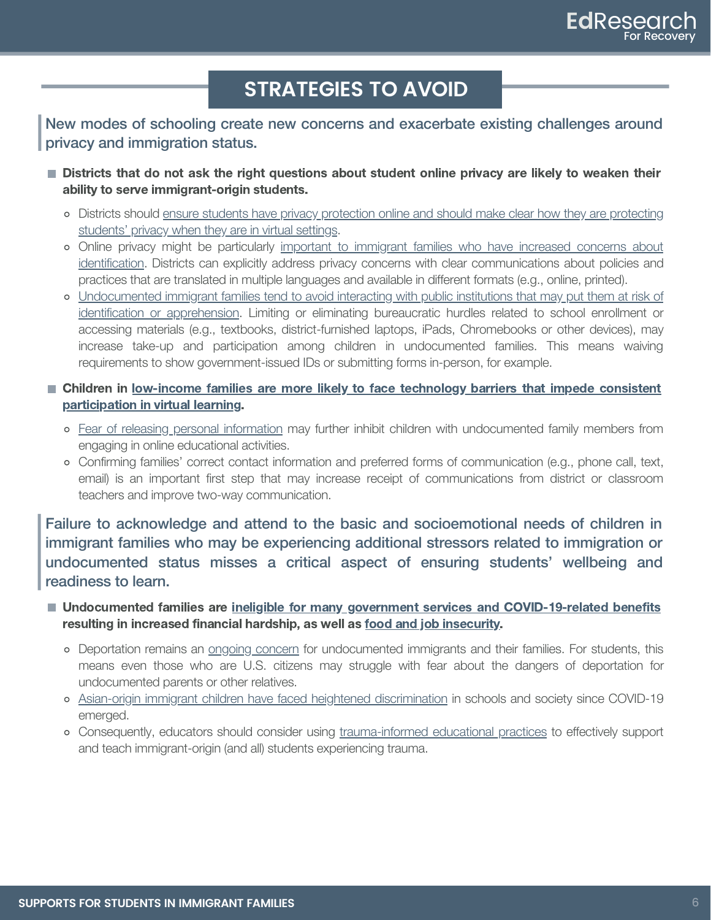## STRATEGIES TO AVOID

### New modes of schooling create new concerns and exacerbate existing challenges around privacy and immigration status.

- **Districts that do not ask the right questions about student online privacy are likely to weaken their ability to serve immigrant-origin students.**
  - Districts should ensure students have privacy protection online and should make clear how they are protecting students' privacy when they are in virtual settings.
  - Online privacy might be particularly important to immigrant families who have increased concerns about identification. Districts can explicitly address privacy concerns with clear communications about policies and practices that are translated in multiple languages and available in different formats (e.g., online, printed).
  - Undocumented immigrant families tend to avoid interacting with public institutions that may put them at risk of identification or apprehension. Limiting or eliminating bureaucratic hurdles related to school enrollment or accessing materials (e.g., textbooks, district-furnished laptops, iPads, Chromebooks or other devices), may increase take-up and participation among children in undocumented families. This means waiving requirements to show government-issued IDs or submitting forms in-person, for example.
- **Children in low-income families are more likely to face technology barriers that impede consistent participation in virtual learning.**
  - Fear of releasing personal information may further inhibit children with undocumented family members from engaging in online educational activities.
  - Confirming families' correct contact information and preferred forms of communication (e.g., phone call, text, email) is an important first step that may increase receipt of communications from district or classroom teachers and improve two-way communication.

### Failure to acknowledge and attend to the basic and socioemotional needs of children in immigrant families who may be experiencing additional stressors related to immigration or undocumented status misses a critical aspect of ensuring students' wellbeing and readiness to learn.

- **Undocumented families are ineligible for many government services and COVID-19-related benefits resulting in increased financial hardship, as well as food and job insecurity.**
  - Deportation remains an ongoing concern for undocumented immigrants and their families. For students, this means even those who are U.S. citizens may struggle with fear about the dangers of deportation for undocumented parents or other relatives.
  - Asian-origin immigrant children have faced heightened discrimination in schools and society since COVID-19 emerged.
  - Consequently, educators should consider using trauma-informed educational practices to effectively support and teach immigrant-origin (and all) students experiencing trauma.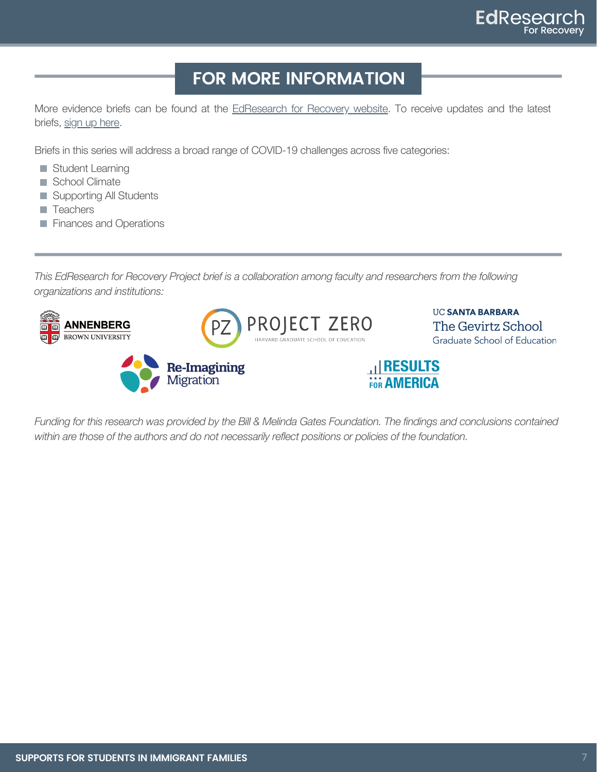## FOR MORE INFORMATION

More evidence briefs can be found at the EdResearch for Recovery website. To receive updates and the latest briefs, sign up here.

Briefs in this series will address a broad range of COVID-19 challenges across five categories:

- Student Learning
- School Climate
- Supporting All Students
- Teachers
- Finances and Operations

*This EdResearch for Recovery Project brief is a collaboration among faculty and researchers from the following organizations and institutions:*

ANNENBERG BROWN UNIVERSITY

PZ PROJECT ZERO HARVARD GRADUATE SCHOOL OF EDUCATION

UC SANTA BARBARA The Gevirtz School Graduate School of Education

Re-Imagining Migration

RESULTS FOR AMERICA

*Funding for this research was provided by the Bill & Melinda Gates Foundation. The findings and conclusions contained within are those of the authors and do not necessarily reflect positions or policies of the foundation.*